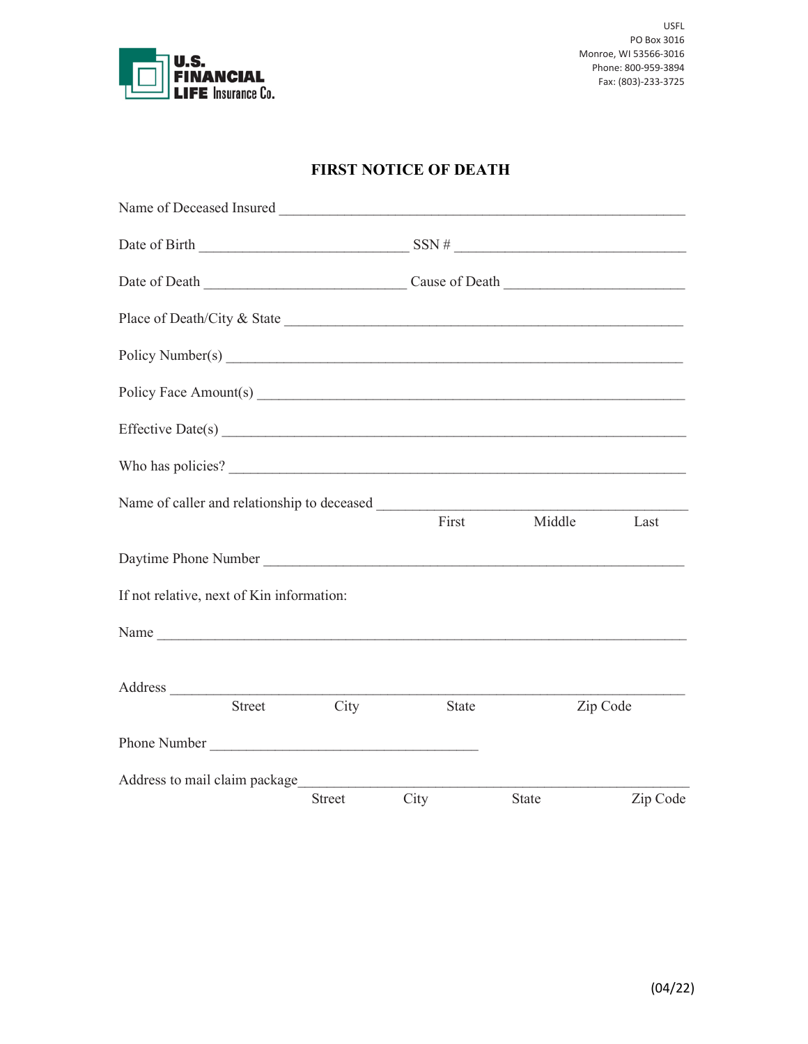U.S. FINANCIAL LIFE Insurance Co.

USFL
PO Box 3016
Monroe, WI 53566-3016
Phone: 800-959-3894
Fax: (803)-233-3725

# FIRST NOTICE OF DEATH

Name of Deceased Insured ______________________________________________

Date of Birth __________________________ SSN # ____________________________

Date of Death __________________________ Cause of Death ______________________

Place of Death/City & State ______________________________________________

Policy Number(s) ______________________________________________________

Policy Face Amount(s) __________________________________________________

Effective Date(s) ______________________________________________________

Who has policies? ______________________________________________________

Name of caller and relationship to deceased ______________________________________
First Middle Last

Daytime Phone Number __________________________________________________

If not relative, next of Kin information:

Name ____________________________________________________________

Address __________________________________________________________
Street City State Zip Code

Phone Number ______________________________

Address to mail claim package______________________________________________
Street City State Zip Code

(04/22)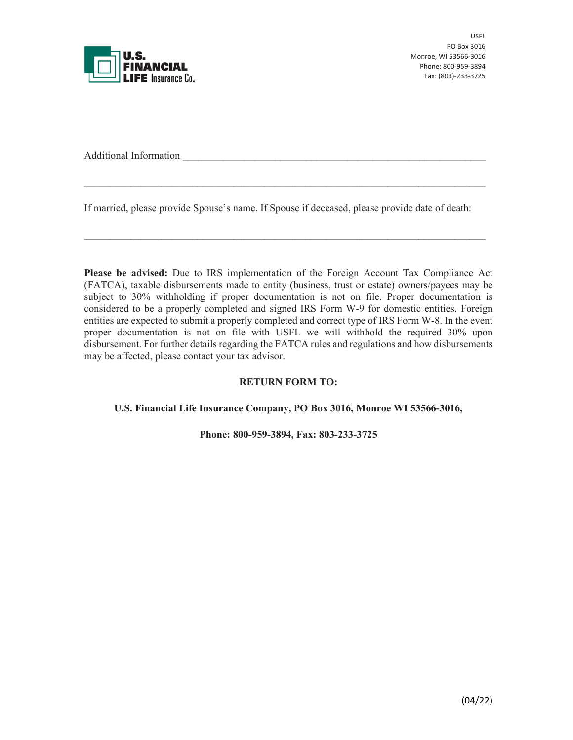USFL
PO Box 3016
Monroe, WI 53566-3016
Phone: 800-959-3894
Fax: (803)-233-3725

Additional Information ___________________________________________________________

_________________________________________________________________________________

If married, please provide Spouse's name. If Spouse if deceased, please provide date of death:

_________________________________________________________________________________

**Please be advised:** Due to IRS implementation of the Foreign Account Tax Compliance Act (FATCA), taxable disbursements made to entity (business, trust or estate) owners/payees may be subject to 30% withholding if proper documentation is not on file. Proper documentation is considered to be a properly completed and signed IRS Form W-9 for domestic entities. Foreign entities are expected to submit a properly completed and correct type of IRS Form W-8. In the event proper documentation is not on file with USFL we will withhold the required 30% upon disbursement. For further details regarding the FATCA rules and regulations and how disbursements may be affected, please contact your tax advisor.

**RETURN FORM TO:**

**U.S. Financial Life Insurance Company, PO Box 3016, Monroe WI 53566-3016,**

**Phone: 800-959-3894, Fax: 803-233-3725**

(04/22)